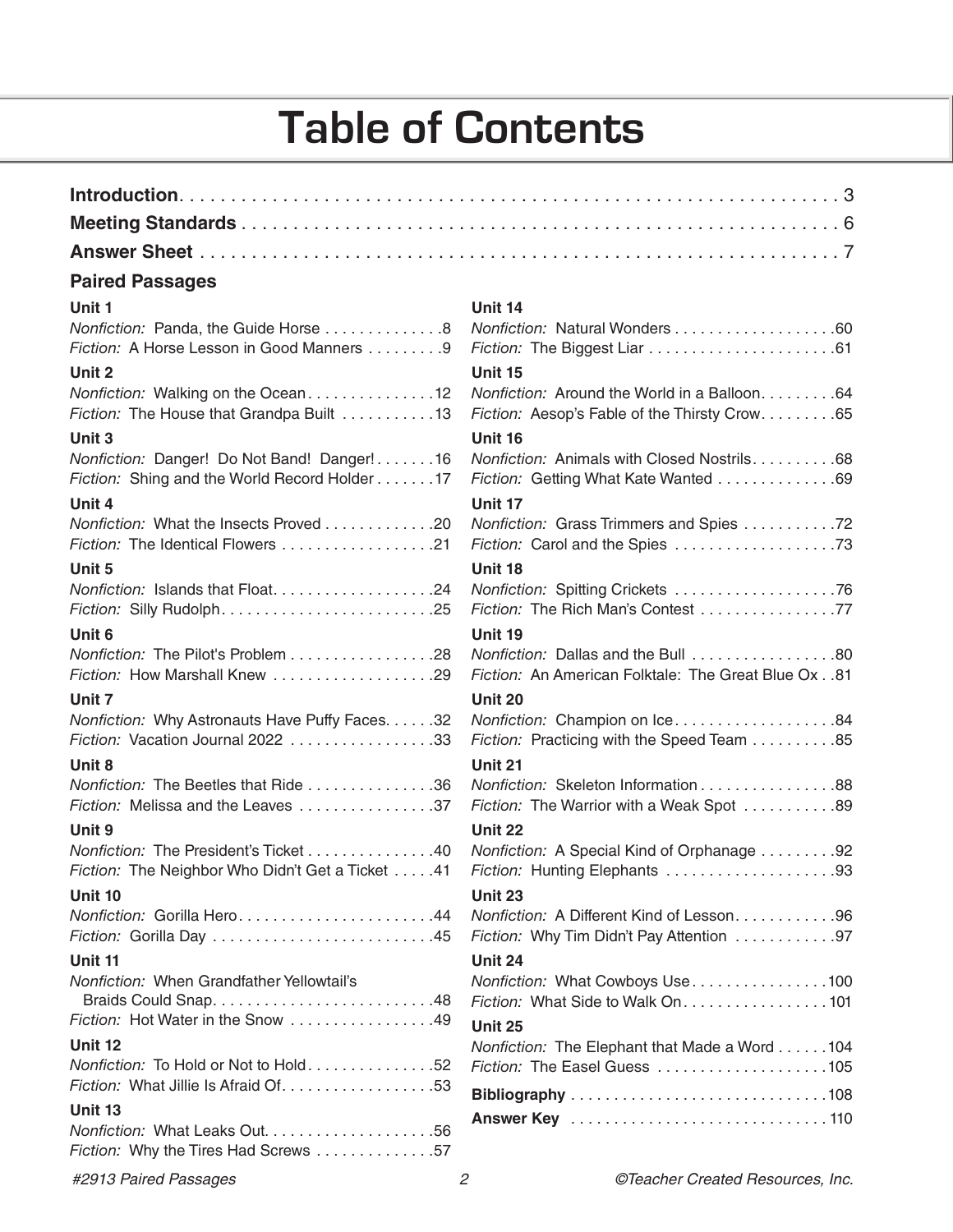# Table of Contents

**Introduction** . . . . . . . . . . . . . . . . . . . . . . . . . . . . . . . . . . . . . . . . . . . . . . . . . . . . . . . . . . . . . 3

**Meeting Standards** . . . . . . . . . . . . . . . . . . . . . . . . . . . . . . . . . . . . . . . . . . . . . . . . . . . . . . 6

**Answer Sheet** . . . . . . . . . . . . . . . . . . . . . . . . . . . . . . . . . . . . . . . . . . . . . . . . . . . . . . . . . . 7

**Paired Passages**

**Unit 1**
*Nonfiction:* Panda, the Guide Horse . . . . . . . . . . . . . 8
*Fiction:* A Horse Lesson in Good Manners . . . . . . . . . 9

**Unit 2**
*Nonfiction:* Walking on the Ocean . . . . . . . . . . . . . . . 12
*Fiction:* The House that Grandpa Built . . . . . . . . . . . 13

**Unit 3**
*Nonfiction:* Danger! Do Not Band! Danger! . . . . . . . 16
*Fiction:* Shing and the World Record Holder . . . . . . . 17

**Unit 4**
*Nonfiction:* What the Insects Proved . . . . . . . . . . . . . 20
*Fiction:* The Identical Flowers . . . . . . . . . . . . . . . . . . 21

**Unit 5**
*Nonfiction:* Islands that Float . . . . . . . . . . . . . . . . . . . 24
*Fiction:* Silly Rudolph . . . . . . . . . . . . . . . . . . . . . . . . . 25

**Unit 6**
*Nonfiction:* The Pilot's Problem . . . . . . . . . . . . . . . . . 28
*Fiction:* How Marshall Knew . . . . . . . . . . . . . . . . . . . 29

**Unit 7**
*Nonfiction:* Why Astronauts Have Puffy Faces . . . . . . 32
*Fiction:* Vacation Journal 2022 . . . . . . . . . . . . . . . . . 33

**Unit 8**
*Nonfiction:* The Beetles that Ride . . . . . . . . . . . . . . . 36
*Fiction:* Melissa and the Leaves . . . . . . . . . . . . . . . . 37

**Unit 9**
*Nonfiction:* The President's Ticket . . . . . . . . . . . . . . . 40
*Fiction:* The Neighbor Who Didn't Get a Ticket . . . . . 41

**Unit 10**
*Nonfiction:* Gorilla Hero . . . . . . . . . . . . . . . . . . . . . . . 44
*Fiction:* Gorilla Day . . . . . . . . . . . . . . . . . . . . . . . . . . 45

**Unit 11**
*Nonfiction:* When Grandfather Yellowtail's Braids Could Snap . . . . . . . . . . . . . . . . . . . . . . . . . . 48
*Fiction:* Hot Water in the Snow . . . . . . . . . . . . . . . . . 49

**Unit 12**
*Nonfiction:* To Hold or Not to Hold . . . . . . . . . . . . . . . 52
*Fiction:* What Jillie Is Afraid Of . . . . . . . . . . . . . . . . . . 53

**Unit 13**
*Nonfiction:* What Leaks Out . . . . . . . . . . . . . . . . . . . . 56
*Fiction:* Why the Tires Had Screws . . . . . . . . . . . . . . 57

**Unit 14**
*Nonfiction:* Natural Wonders . . . . . . . . . . . . . . . . . . . 60
*Fiction:* The Biggest Liar . . . . . . . . . . . . . . . . . . . . . . 61

**Unit 15**
*Nonfiction:* Around the World in a Balloon . . . . . . . . . 64
*Fiction:* Aesop's Fable of the Thirsty Crow . . . . . . . . . 65

**Unit 16**
*Nonfiction:* Animals with Closed Nostrils . . . . . . . . . . 68
*Fiction:* Getting What Kate Wanted . . . . . . . . . . . . . . 69

**Unit 17**
*Nonfiction:* Grass Trimmers and Spies . . . . . . . . . . . 72
*Fiction:* Carol and the Spies . . . . . . . . . . . . . . . . . . . 73

**Unit 18**
*Nonfiction:* Spitting Crickets . . . . . . . . . . . . . . . . . . . 76
*Fiction:* The Rich Man's Contest . . . . . . . . . . . . . . . . 77

**Unit 19**
*Nonfiction:* Dallas and the Bull . . . . . . . . . . . . . . . . . 80
*Fiction:* An American Folktale: The Great Blue Ox . . 81

**Unit 20**
*Nonfiction:* Champion on Ice . . . . . . . . . . . . . . . . . . . 84
*Fiction:* Practicing with the Speed Team . . . . . . . . . . 85

**Unit 21**
*Nonfiction:* Skeleton Information . . . . . . . . . . . . . . . . 88
*Fiction:* The Warrior with a Weak Spot . . . . . . . . . . . 89

**Unit 22**
*Nonfiction:* A Special Kind of Orphanage . . . . . . . . . 92
*Fiction:* Hunting Elephants . . . . . . . . . . . . . . . . . . . . 93

**Unit 23**
*Nonfiction:* A Different Kind of Lesson . . . . . . . . . . . . 96
*Fiction:* Why Tim Didn't Pay Attention . . . . . . . . . . . . 97

**Unit 24**
*Nonfiction:* What Cowboys Use . . . . . . . . . . . . . . . . 100
*Fiction:* What Side to Walk On . . . . . . . . . . . . . . . . . 101

**Unit 25**
*Nonfiction:* The Elephant that Made a Word . . . . . . 104
*Fiction:* The Easel Guess . . . . . . . . . . . . . . . . . . . . 105

**Bibliography** . . . . . . . . . . . . . . . . . . . . . . . . . . . . . . 108

**Answer Key** . . . . . . . . . . . . . . . . . . . . . . . . . . . . . . 110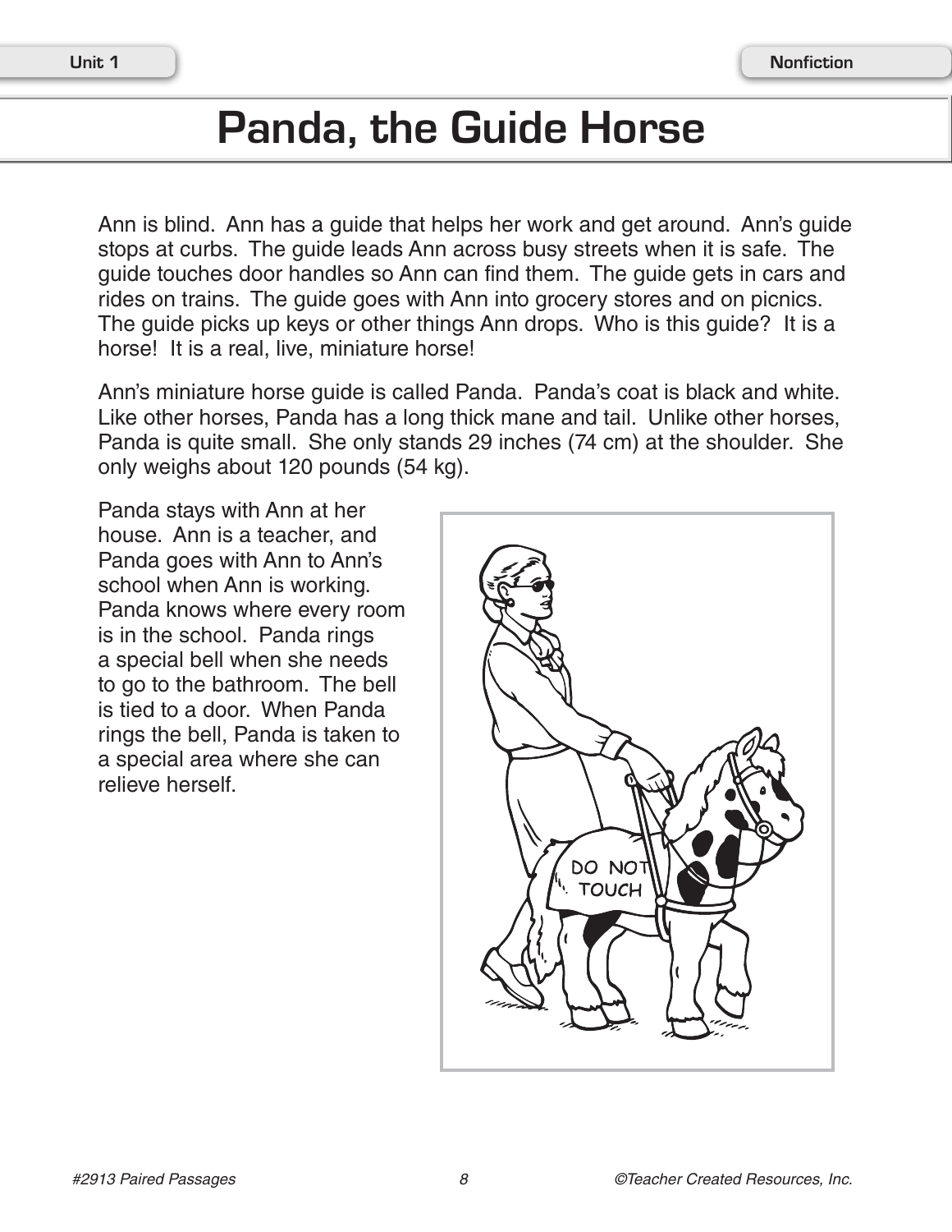# Panda, the Guide Horse

Ann is blind. Ann has a guide that helps her work and get around. Ann's guide stops at curbs. The guide leads Ann across busy streets when it is safe. The guide touches door handles so Ann can find them. The guide gets in cars and rides on trains. The guide goes with Ann into grocery stores and on picnics. The guide picks up keys or other things Ann drops. Who is this guide? It is a horse! It is a real, live, miniature horse!

Ann's miniature horse guide is called Panda. Panda's coat is black and white. Like other horses, Panda has a long thick mane and tail. Unlike other horses, Panda is quite small. She only stands 29 inches (74 cm) at the shoulder. She only weighs about 120 pounds (54 kg).

Panda stays with Ann at her house. Ann is a teacher, and Panda goes with Ann to Ann's school when Ann is working. Panda knows where every room is in the school. Panda rings a special bell when she needs to go to the bathroom. The bell is tied to a door. When Panda rings the bell, Panda is taken to a special area where she can relieve herself.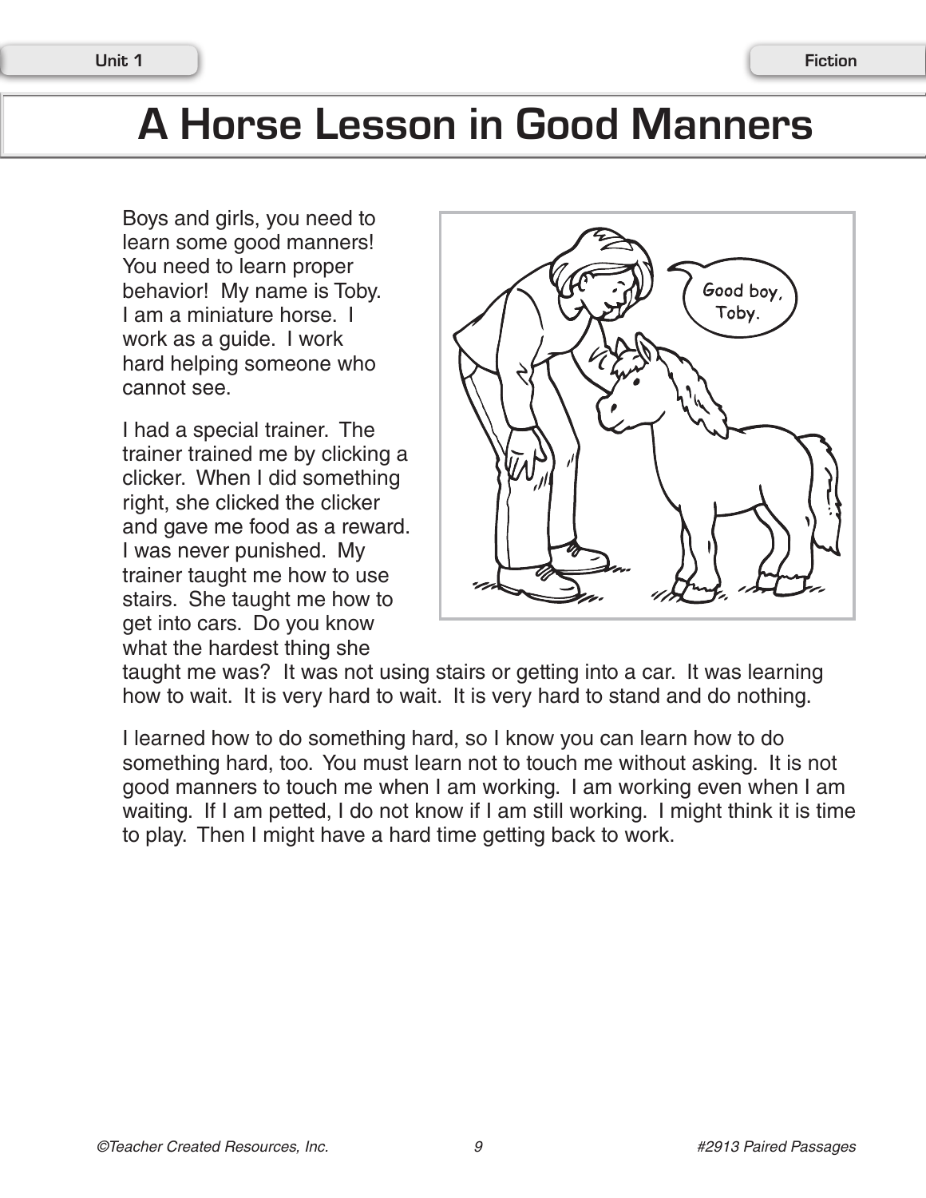# A Horse Lesson in Good Manners

Boys and girls, you need to learn some good manners! You need to learn proper behavior! My name is Toby. I am a miniature horse. I work as a guide. I work hard helping someone who cannot see.

I had a special trainer. The trainer trained me by clicking a clicker. When I did something right, she clicked the clicker and gave me food as a reward. I was never punished. My trainer taught me how to use stairs. She taught me how to get into cars. Do you know what the hardest thing she taught me was? It was not using stairs or getting into a car. It was learning how to wait. It is very hard to wait. It is very hard to stand and do nothing.

I learned how to do something hard, so I know you can learn how to do something hard, too. You must learn not to touch me without asking. It is not good manners to touch me when I am working. I am working even when I am waiting. If I am petted, I do not know if I am still working. I might think it is time to play. Then I might have a hard time getting back to work.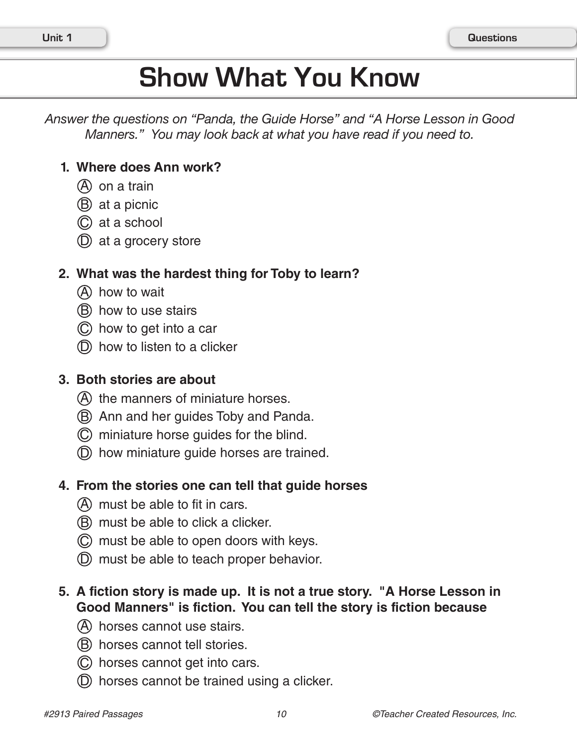# Show What You Know

*Answer the questions on "Panda, the Guide Horse" and "A Horse Lesson in Good Manners." You may look back at what you have read if you need to.*

**1. Where does Ann work?**

Ⓐ on a train
Ⓑ at a picnic
Ⓒ at a school
Ⓓ at a grocery store

**2. What was the hardest thing for Toby to learn?**

Ⓐ how to wait
Ⓑ how to use stairs
Ⓒ how to get into a car
Ⓓ how to listen to a clicker

**3. Both stories are about**

Ⓐ the manners of miniature horses.
Ⓑ Ann and her guides Toby and Panda.
Ⓒ miniature horse guides for the blind.
Ⓓ how miniature guide horses are trained.

**4. From the stories one can tell that guide horses**

Ⓐ must be able to fit in cars.
Ⓑ must be able to click a clicker.
Ⓒ must be able to open doors with keys.
Ⓓ must be able to teach proper behavior.

**5. A fiction story is made up. It is not a true story. "A Horse Lesson in Good Manners" is fiction. You can tell the story is fiction because**

Ⓐ horses cannot use stairs.
Ⓑ horses cannot tell stories.
Ⓒ horses cannot get into cars.
Ⓓ horses cannot be trained using a clicker.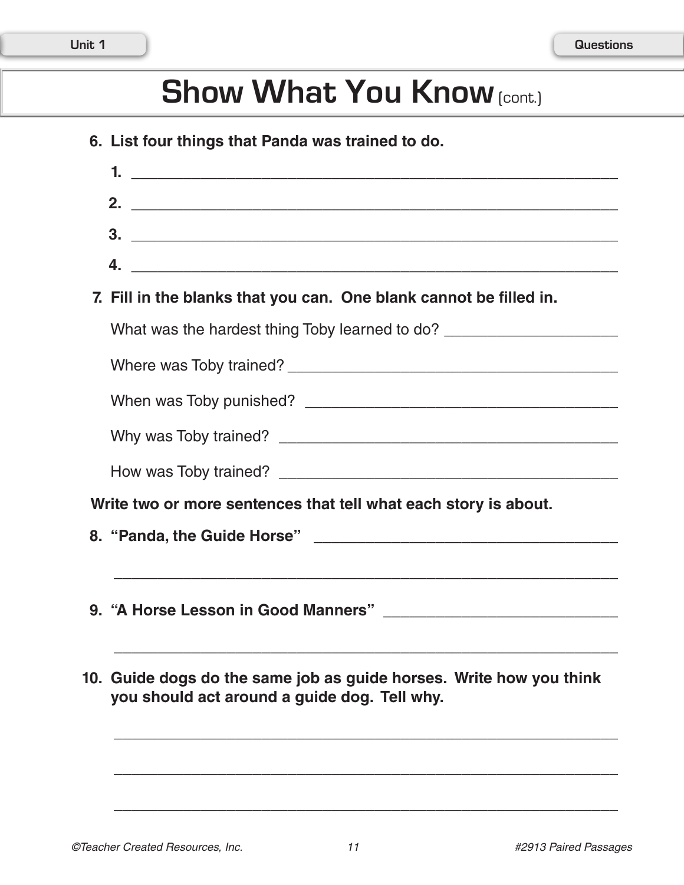# Show What You Know (cont.)

6. **List four things that Panda was trained to do.**

   1. ______________________________________________________
   2. ______________________________________________________
   3. ______________________________________________________
   4. ______________________________________________________

7. **Fill in the blanks that you can. One blank cannot be filled in.**

   What was the hardest thing Toby learned to do? ____________________

   Where was Toby trained? ________________________________________

   When was Toby punished? ______________________________________

   Why was Toby trained? _________________________________________

   How was Toby trained? _________________________________________

**Write two or more sentences that tell what each story is about.**

8. **"Panda, the Guide Horse"** ______________________________________

   ______________________________________________________________

9. **"A Horse Lesson in Good Manners"** ____________________________

   ______________________________________________________________

10. **Guide dogs do the same job as guide horses. Write how you think you should act around a guide dog. Tell why.**

    ______________________________________________________________

    ______________________________________________________________

    ______________________________________________________________